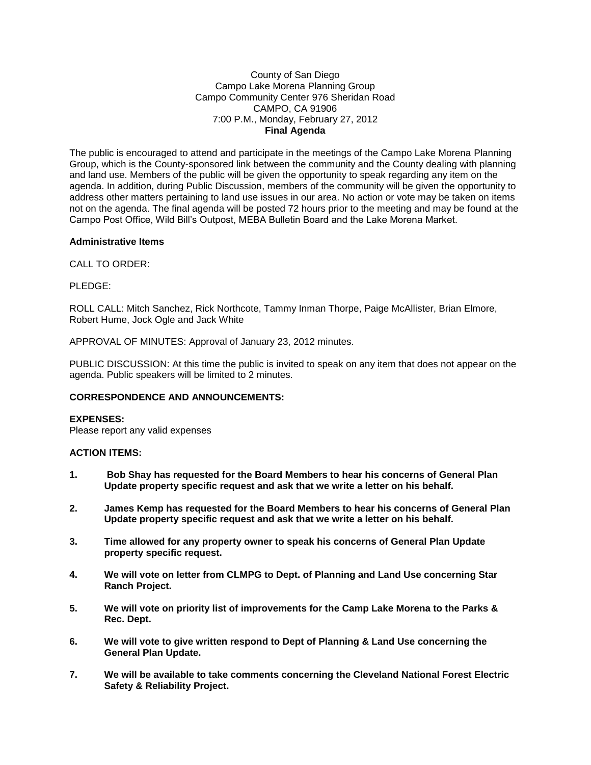County of San Diego
Campo Lake Morena Planning Group
Campo Community Center 976 Sheridan Road
CAMPO, CA 91906
7:00 P.M., Monday, February 27, 2012
**Final Agenda**

The public is encouraged to attend and participate in the meetings of the Campo Lake Morena Planning Group, which is the County-sponsored link between the community and the County dealing with planning and land use. Members of the public will be given the opportunity to speak regarding any item on the agenda. In addition, during Public Discussion, members of the community will be given the opportunity to address other matters pertaining to land use issues in our area. No action or vote may be taken on items not on the agenda. The final agenda will be posted 72 hours prior to the meeting and may be found at the Campo Post Office, Wild Bill's Outpost, MEBA Bulletin Board and the Lake Morena Market.

**Administrative Items**

CALL TO ORDER:

PLEDGE:

ROLL CALL: Mitch Sanchez, Rick Northcote, Tammy Inman Thorpe, Paige McAllister, Brian Elmore, Robert Hume, Jock Ogle and Jack White

APPROVAL OF MINUTES: Approval of January 23, 2012 minutes.

PUBLIC DISCUSSION: At this time the public is invited to speak on any item that does not appear on the agenda. Public speakers will be limited to 2 minutes.

**CORRESPONDENCE AND ANNOUNCEMENTS:**

**EXPENSES:**
Please report any valid expenses

**ACTION ITEMS:**

1. **Bob Shay has requested for the Board Members to hear his concerns of General Plan Update property specific request and ask that we write a letter on his behalf.**
2. **James Kemp has requested for the Board Members to hear his concerns of General Plan Update property specific request and ask that we write a letter on his behalf.**
3. **Time allowed for any property owner to speak his concerns of General Plan Update property specific request.**
4. **We will vote on letter from CLMPG to Dept. of Planning and Land Use concerning Star Ranch Project.**
5. **We will vote on priority list of improvements for the Camp Lake Morena to the Parks & Rec. Dept.**
6. **We will vote to give written respond to Dept of Planning & Land Use concerning the General Plan Update.**
7. **We will be available to take comments concerning the Cleveland National Forest Electric Safety & Reliability Project.**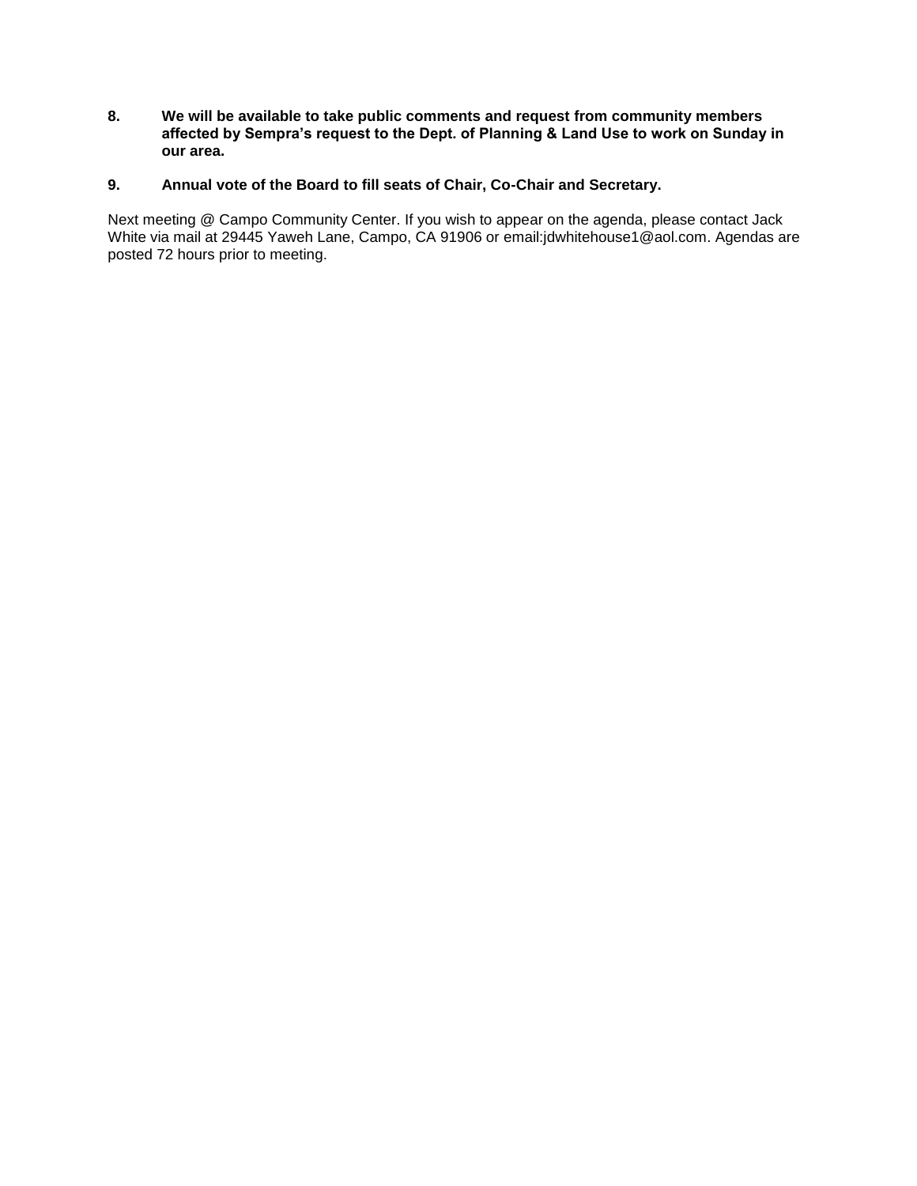**8. We will be available to take public comments and request from community members affected by Sempra's request to the Dept. of Planning & Land Use to work on Sunday in our area.**

**9. Annual vote of the Board to fill seats of Chair, Co-Chair and Secretary.**

Next meeting @ Campo Community Center. If you wish to appear on the agenda, please contact Jack White via mail at 29445 Yaweh Lane, Campo, CA 91906 or email:jdwhitehouse1@aol.com. Agendas are posted 72 hours prior to meeting.